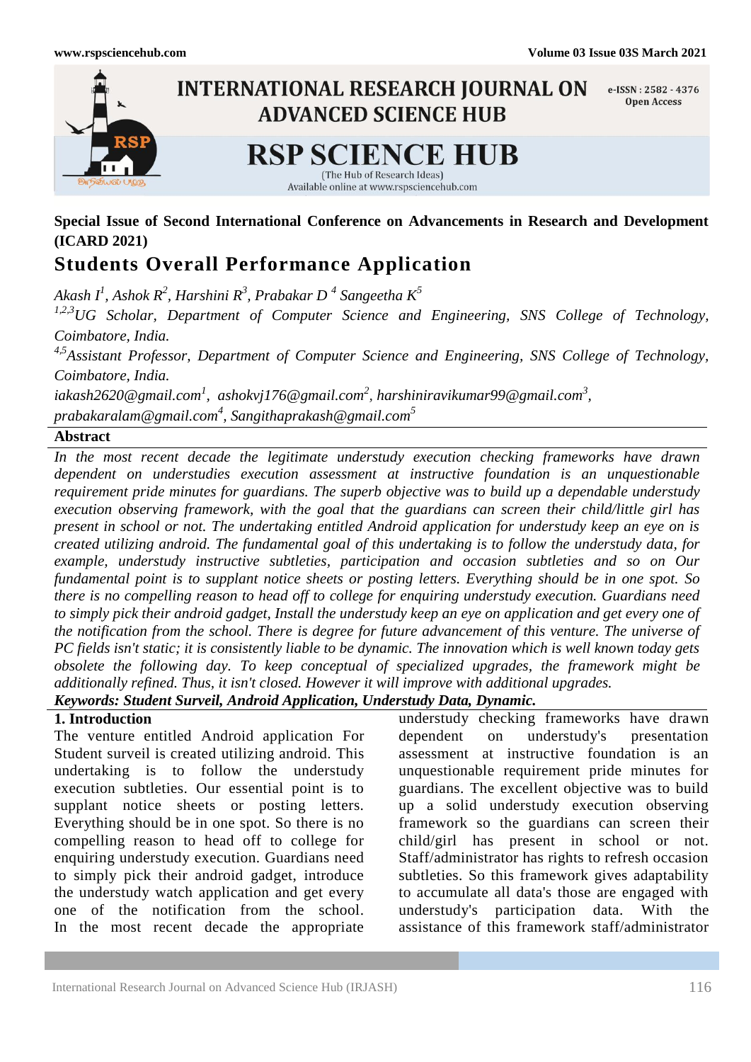Special Issue of Second International Conference on Advancements in Research and Development (ICARD 2021)

# Students Overall Performance Application

*Akash I[1], Ashok R[2], Harshini R[3], Prabakar D [4] Sangeetha K[5]*

*[1,2,3]UG Scholar, Department of Computer Science and Engineering, SNS College of Technology, Coimbatore, India.*

*[4,5]Assistant Professor, Department of Computer Science and Engineering, SNS College of Technology, Coimbatore, India.*

*iakash2620@gmail.com[1], ashokvj176@gmail.com[2], harshiniravikumar99@gmail.com[3], prabakaralam@gmail.com[4], Sangithaprakash@gmail.com[5]*

## Abstract

*In the most recent decade the legitimate understudy execution checking frameworks have drawn dependent on understudies execution assessment at instructive foundation is an unquestionable requirement pride minutes for guardians. The superb objective was to build up a dependable understudy execution observing framework, with the goal that the guardians can screen their child/little girl has present in school or not. The undertaking entitled Android application for understudy keep an eye on is created utilizing android. The fundamental goal of this undertaking is to follow the understudy data, for example, understudy instructive subtleties, participation and occasion subtleties and so on Our fundamental point is to supplant notice sheets or posting letters. Everything should be in one spot. So there is no compelling reason to head off to college for enquiring understudy execution. Guardians need to simply pick their android gadget, Install the understudy keep an eye on application and get every one of the notification from the school. There is degree for future advancement of this venture. The universe of PC fields isn't static; it is consistently liable to be dynamic. The innovation which is well known today gets obsolete the following day. To keep conceptual of specialized upgrades, the framework might be additionally refined. Thus, it isn't closed. However it will improve with additional upgrades.*

***Keywords: Student Surveil, Android Application, Understudy Data, Dynamic.***

## 1. Introduction

The venture entitled Android application For Student surveil is created utilizing android. This undertaking is to follow the understudy execution subtleties. Our essential point is to supplant notice sheets or posting letters. Everything should be in one spot. So there is no compelling reason to head off to college for enquiring understudy execution. Guardians need to simply pick their android gadget, introduce the understudy watch application and get every one of the notification from the school. In the most recent decade the appropriate understudy checking frameworks have drawn dependent on understudy's presentation assessment at instructive foundation is an unquestionable requirement pride minutes for guardians. The excellent objective was to build up a solid understudy execution observing framework so the guardians can screen their child/girl has present in school or not. Staff/administrator has rights to refresh occasion subtleties. So this framework gives adaptability to accumulate all data's those are engaged with understudy's participation data. With the assistance of this framework staff/administrator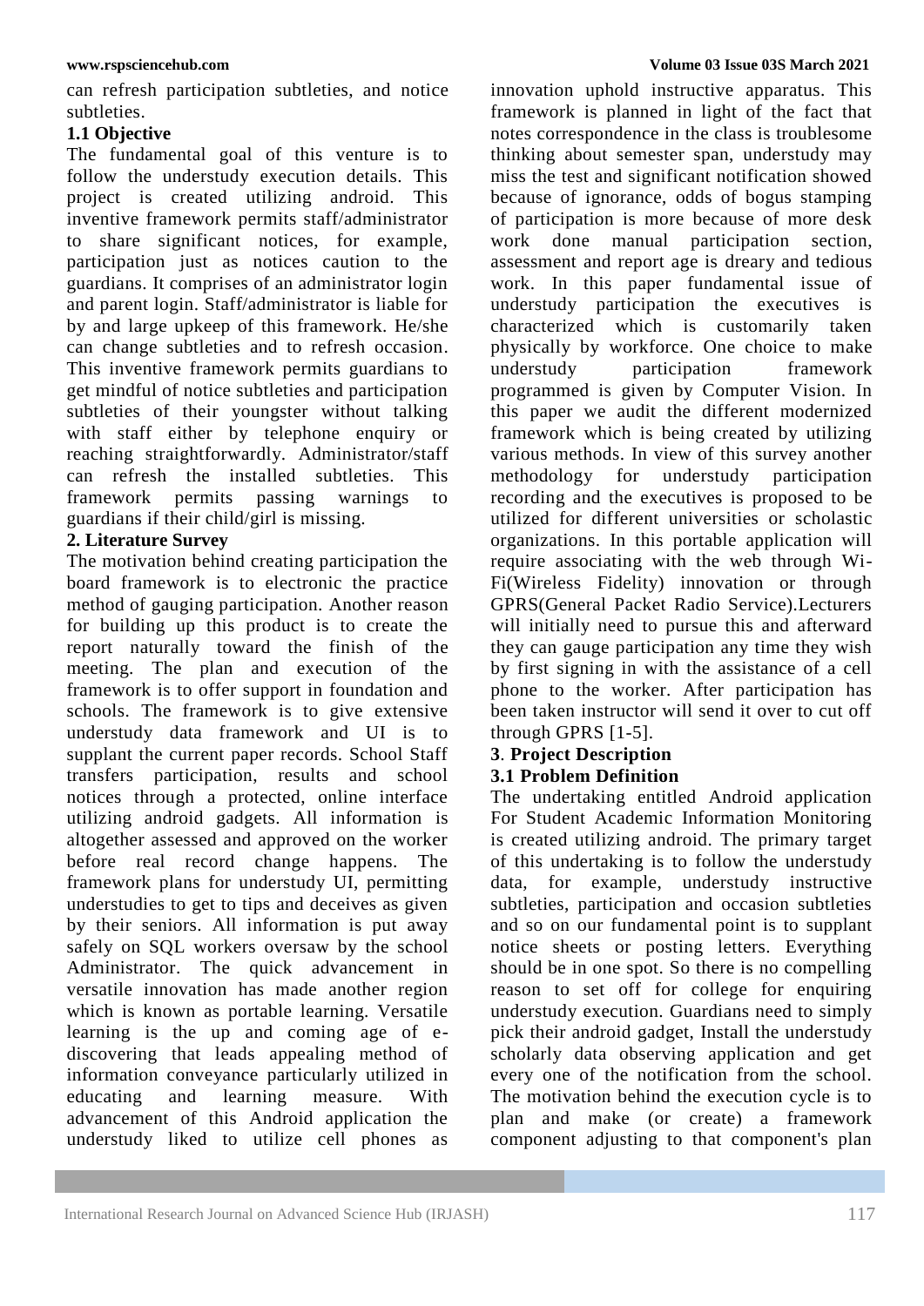can refresh participation subtleties, and notice subtleties.

### 1.1 Objective

The fundamental goal of this venture is to follow the understudy execution details. This project is created utilizing android. This inventive framework permits staff/administrator to share significant notices, for example, participation just as notices caution to the guardians. It comprises of an administrator login and parent login. Staff/administrator is liable for by and large upkeep of this framework. He/she can change subtleties and to refresh occasion. This inventive framework permits guardians to get mindful of notice subtleties and participation subtleties of their youngster without talking with staff either by telephone enquiry or reaching straightforwardly. Administrator/staff can refresh the installed subtleties. This framework permits passing warnings to guardians if their child/girl is missing.

## 2. Literature Survey

The motivation behind creating participation the board framework is to electronic the practice method of gauging participation. Another reason for building up this product is to create the report naturally toward the finish of the meeting. The plan and execution of the framework is to offer support in foundation and schools. The framework is to give extensive understudy data framework and UI is to supplant the current paper records. School Staff transfers participation, results and school notices through a protected, online interface utilizing android gadgets. All information is altogether assessed and approved on the worker before real record change happens. The framework plans for understudy UI, permitting understudies to get to tips and deceives as given by their seniors. All information is put away safely on SQL workers oversaw by the school Administrator. The quick advancement in versatile innovation has made another region which is known as portable learning. Versatile learning is the up and coming age of e-discovering that leads appealing method of information conveyance particularly utilized in educating and learning measure. With advancement of this Android application the understudy liked to utilize cell phones as innovation uphold instructive apparatus. This framework is planned in light of the fact that notes correspondence in the class is troublesome thinking about semester span, understudy may miss the test and significant notification showed because of ignorance, odds of bogus stamping of participation is more because of more desk work done manual participation section, assessment and report age is dreary and tedious work. In this paper fundamental issue of understudy participation the executives is characterized which is customarily taken physically by workforce. One choice to make understudy participation framework programmed is given by Computer Vision. In this paper we audit the different modernized framework which is being created by utilizing various methods. In view of this survey another methodology for understudy participation recording and the executives is proposed to be utilized for different universities or scholastic organizations. In this portable application will require associating with the web through Wi-Fi(Wireless Fidelity) innovation or through GPRS(General Packet Radio Service).Lecturers will initially need to pursue this and afterward they can gauge participation any time they wish by first signing in with the assistance of a cell phone to the worker. After participation has been taken instructor will send it over to cut off through GPRS [1-5].

## 3. Project Description

### 3.1 Problem Definition

The undertaking entitled Android application For Student Academic Information Monitoring is created utilizing android. The primary target of this undertaking is to follow the understudy data, for example, understudy instructive subtleties, participation and occasion subtleties and so on our fundamental point is to supplant notice sheets or posting letters. Everything should be in one spot. So there is no compelling reason to set off for college for enquiring understudy execution. Guardians need to simply pick their android gadget, Install the understudy scholarly data observing application and get every one of the notification from the school. The motivation behind the execution cycle is to plan and make (or create) a framework component adjusting to that component's plan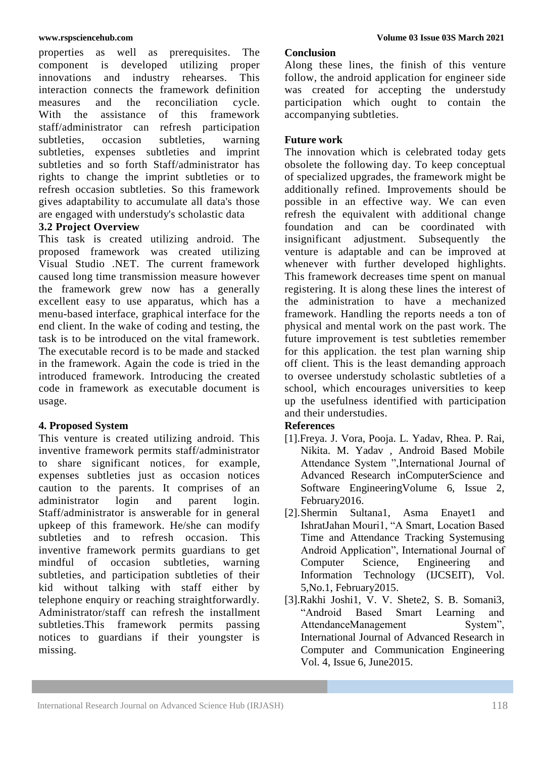properties as well as prerequisites. The component is developed utilizing proper innovations and industry rehearses. This interaction connects the framework definition measures and the reconciliation cycle. With the assistance of this framework staff/administrator can refresh participation subtleties, occasion subtleties, warning subtleties, expenses subtleties and imprint subtleties and so forth Staff/administrator has rights to change the imprint subtleties or to refresh occasion subtleties. So this framework gives adaptability to accumulate all data's those are engaged with understudy's scholastic data

### 3.2 Project Overview

This task is created utilizing android. The proposed framework was created utilizing Visual Studio .NET. The current framework caused long time transmission measure however the framework grew now has a generally excellent easy to use apparatus, which has a menu-based interface, graphical interface for the end client. In the wake of coding and testing, the task is to be introduced on the vital framework. The executable record is to be made and stacked in the framework. Again the code is tried in the introduced framework. Introducing the created code in framework as executable document is usage.

## 4. Proposed System

This venture is created utilizing android. This inventive framework permits staff/administrator to share significant notices, for example, expenses subtleties just as occasion notices caution to the parents. It comprises of an administrator login and parent login. Staff/administrator is answerable for in general upkeep of this framework. He/she can modify subtleties and to refresh occasion. This inventive framework permits guardians to get mindful of occasion subtleties, warning subtleties, and participation subtleties of their kid without talking with staff either by telephone enquiry or reaching straightforwardly. Administrator/staff can refresh the installment subtleties.This framework permits passing notices to guardians if their youngster is missing.

## Conclusion

Along these lines, the finish of this venture follow, the android application for engineer side was created for accepting the understudy participation which ought to contain the accompanying subtleties.

## Future work

The innovation which is celebrated today gets obsolete the following day. To keep conceptual of specialized upgrades, the framework might be additionally refined. Improvements should be possible in an effective way. We can even refresh the equivalent with additional change foundation and can be coordinated with insignificant adjustment. Subsequently the venture is adaptable and can be improved at whenever with further developed highlights. This framework decreases time spent on manual registering. It is along these lines the interest of the administration to have a mechanized framework. Handling the reports needs a ton of physical and mental work on the past work. The future improvement is test subtleties remember for this application. the test plan warning ship off client. This is the least demanding approach to oversee understudy scholastic subtleties of a school, which encourages universities to keep up the usefulness identified with participation and their understudies.

## References

[1].Freya. J. Vora, Pooja. L. Yadav, Rhea. P. Rai, Nikita. M. Yadav , Android Based Mobile Attendance System ",International Journal of Advanced Research inComputerScience and Software EngineeringVolume 6, Issue 2, February2016.

[2].Shermin Sultana1, Asma Enayet1 and IshratJahan Mouri1, "A Smart, Location Based Time and Attendance Tracking Systemusing Android Application", International Journal of Computer Science, Engineering and Information Technology (IJCSEIT), Vol. 5,No.1, February2015.

[3].Rakhi Joshi1, V. V. Shete2, S. B. Somani3, "Android Based Smart Learning and AttendanceManagement System", International Journal of Advanced Research in Computer and Communication Engineering Vol. 4, Issue 6, June2015.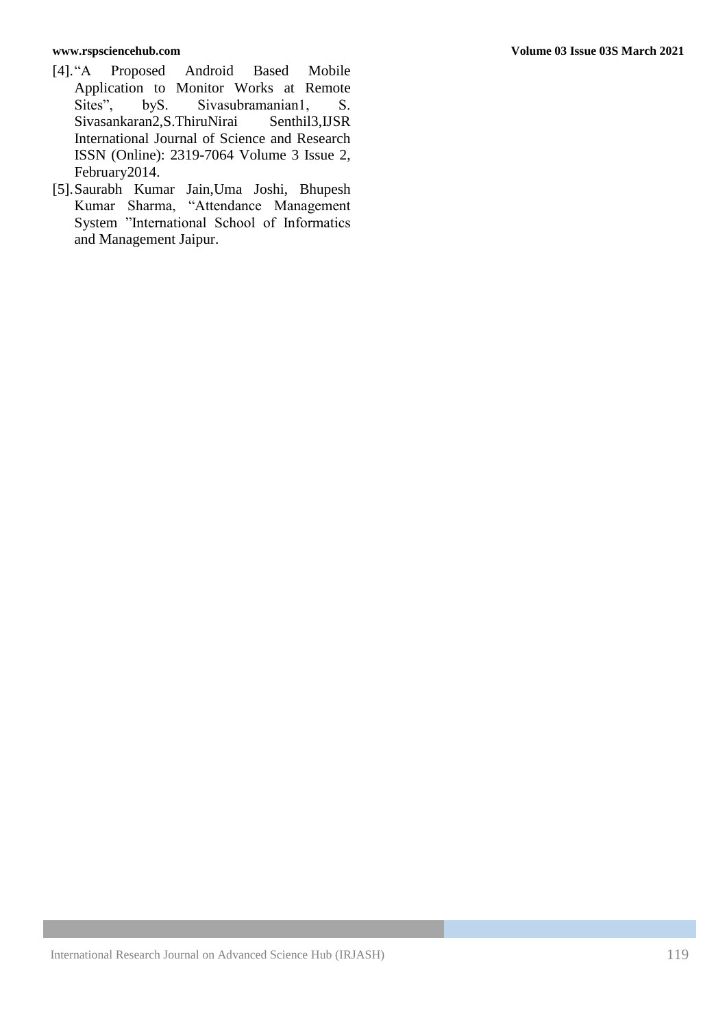[4]. "A Proposed Android Based Mobile Application to Monitor Works at Remote Sites", byS. Sivasubramanian1, S. Sivasankaran2,S.ThiruNirai Senthil3,IJSR International Journal of Science and Research ISSN (Online): 2319-7064 Volume 3 Issue 2, February2014.

[5]. Saurabh Kumar Jain,Uma Joshi, Bhupesh Kumar Sharma, "Attendance Management System "International School of Informatics and Management Jaipur.